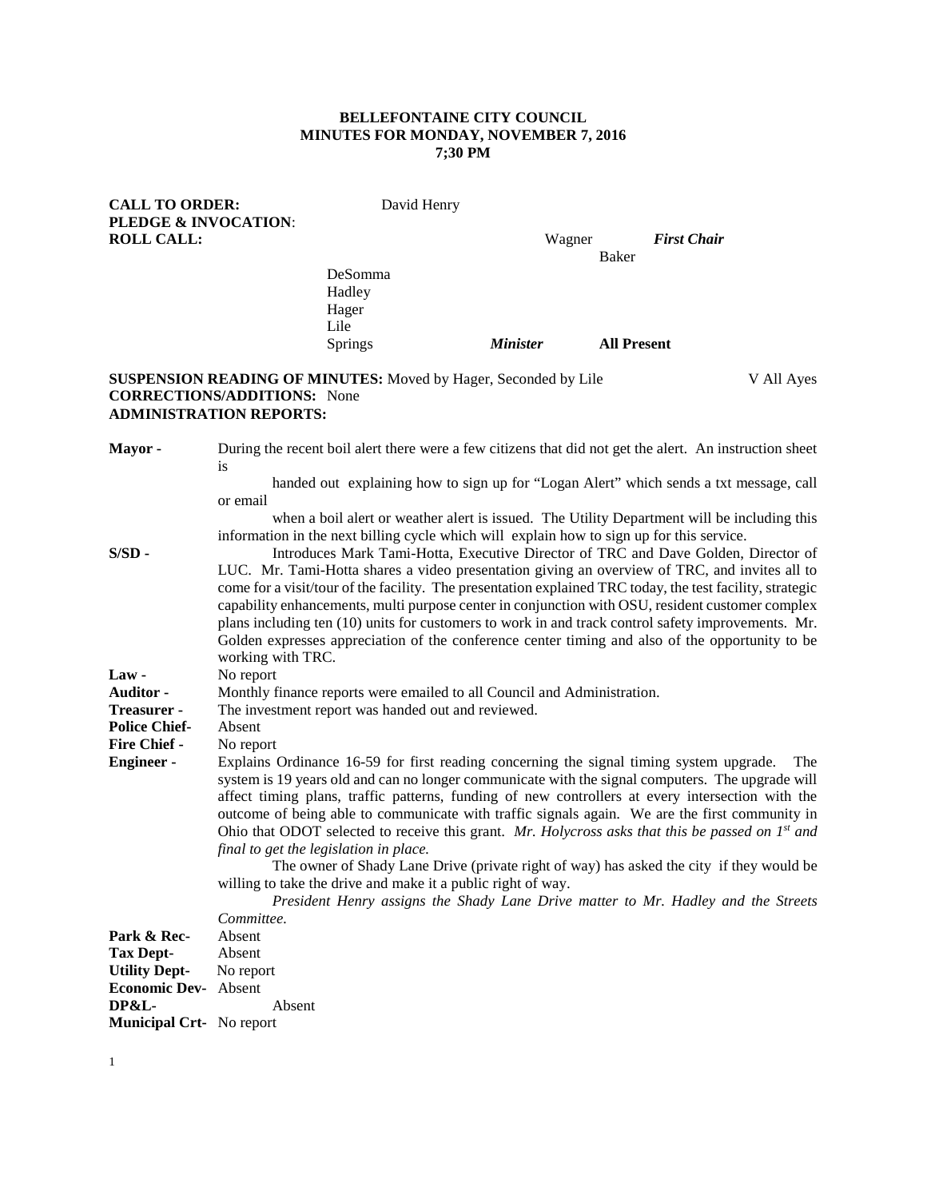**BELLEFONTAINE CITY COUNCIL**
**MINUTES FOR MONDAY, NOVEMBER 7, 2016**
**7;30 PM**

**CALL TO ORDER:** David Henry
**PLEDGE & INVOCATION**:
**ROLL CALL:** Wagner *First Chair*
Baker
DeSomma
Hadley
Hager
Lile
Springs *Minister* **All Present**

**SUSPENSION READING OF MINUTES:** Moved by Hager, Seconded by Lile V All Ayes
**CORRECTIONS/ADDITIONS:** None
**ADMINISTRATION REPORTS:**

**Mayor** - During the recent boil alert there were a few citizens that did not get the alert. An instruction sheet is handed out explaining how to sign up for "Logan Alert" which sends a txt message, call or email when a boil alert or weather alert is issued. The Utility Department will be including this information in the next billing cycle which will explain how to sign up for this service.

**S/SD** - Introduces Mark Tami-Hotta, Executive Director of TRC and Dave Golden, Director of LUC. Mr. Tami-Hotta shares a video presentation giving an overview of TRC, and invites all to come for a visit/tour of the facility. The presentation explained TRC today, the test facility, strategic capability enhancements, multi purpose center in conjunction with OSU, resident customer complex plans including ten (10) units for customers to work in and track control safety improvements. Mr. Golden expresses appreciation of the conference center timing and also of the opportunity to be working with TRC.

**Law** - No report

**Auditor** - Monthly finance reports were emailed to all Council and Administration.

**Treasurer** - The investment report was handed out and reviewed.

**Police Chief**- Absent

**Fire Chief** - No report

**Engineer** - Explains Ordinance 16-59 for first reading concerning the signal timing system upgrade. The system is 19 years old and can no longer communicate with the signal computers. The upgrade will affect timing plans, traffic patterns, funding of new controllers at every intersection with the outcome of being able to communicate with traffic signals again. We are the first community in Ohio that ODOT selected to receive this grant. *Mr. Holycross asks that this be passed on 1st and final to get the legislation in place.*

The owner of Shady Lane Drive (private right of way) has asked the city if they would be willing to take the drive and make it a public right of way.

*President Henry assigns the Shady Lane Drive matter to Mr. Hadley and the Streets Committee.*

**Park & Rec**- Absent

**Tax Dept**- Absent

**Utility Dept**- No report

**Economic Dev**- Absent

**DP&L**- Absent

**Municipal Crt**- No report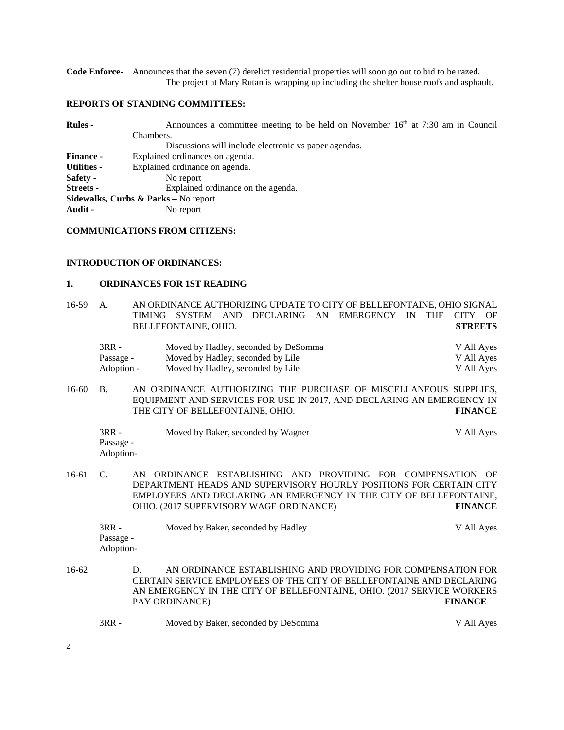**Code Enforce-** Announces that the seven (7) derelict residential properties will soon go out to bid to be razed. The project at Mary Rutan is wrapping up including the shelter house roofs and asphault.

**REPORTS OF STANDING COMMITTEES:**

**Rules -** Announces a committee meeting to be held on November 16th at 7:30 am in Council Chambers.
Discussions will include electronic vs paper agendas.

**Finance -** Explained ordinances on agenda.

**Utilities -** Explained ordinance on agenda.

**Safety -** No report

**Streets -** Explained ordinance on the agenda.

**Sidewalks, Curbs & Parks –** No report

**Audit -** No report

**COMMUNICATIONS FROM CITIZENS:**

**INTRODUCTION OF ORDINANCES:**

**1. ORDINANCES FOR 1ST READING**

16-59 A. AN ORDINANCE AUTHORIZING UPDATE TO CITY OF BELLEFONTAINE, OHIO SIGNAL TIMING SYSTEM AND DECLARING AN EMERGENCY IN THE CITY OF BELLEFONTAINE, OHIO. **STREETS**

| | | |
|---|---|---|
| 3RR - | Moved by Hadley, seconded by DeSomma | V All Ayes |
| Passage - | Moved by Hadley, seconded by Lile | V All Ayes |
| Adoption - | Moved by Hadley, seconded by Lile | V All Ayes |

16-60 B. AN ORDINANCE AUTHORIZING THE PURCHASE OF MISCELLANEOUS SUPPLIES, EQUIPMENT AND SERVICES FOR USE IN 2017, AND DECLARING AN EMERGENCY IN THE CITY OF BELLEFONTAINE, OHIO. **FINANCE**

| | | |
|---|---|---|
| 3RR - | Moved by Baker, seconded by Wagner | V All Ayes |
| Passage - | | |
| Adoption- | | |

16-61 C. AN ORDINANCE ESTABLISHING AND PROVIDING FOR COMPENSATION OF DEPARTMENT HEADS AND SUPERVISORY HOURLY POSITIONS FOR CERTAIN CITY EMPLOYEES AND DECLARING AN EMERGENCY IN THE CITY OF BELLEFONTAINE, OHIO. (2017 SUPERVISORY WAGE ORDINANCE) **FINANCE**

| | | |
|---|---|---|
| 3RR - | Moved by Baker, seconded by Hadley | V All Ayes |
| Passage - | | |
| Adoption- | | |

16-62 D. AN ORDINANCE ESTABLISHING AND PROVIDING FOR COMPENSATION FOR CERTAIN SERVICE EMPLOYEES OF THE CITY OF BELLEFONTAINE AND DECLARING AN EMERGENCY IN THE CITY OF BELLEFONTAINE, OHIO. (2017 SERVICE WORKERS PAY ORDINANCE) **FINANCE**

| | | |
|---|---|---|
| 3RR - | Moved by Baker, seconded by DeSomma | V All Ayes |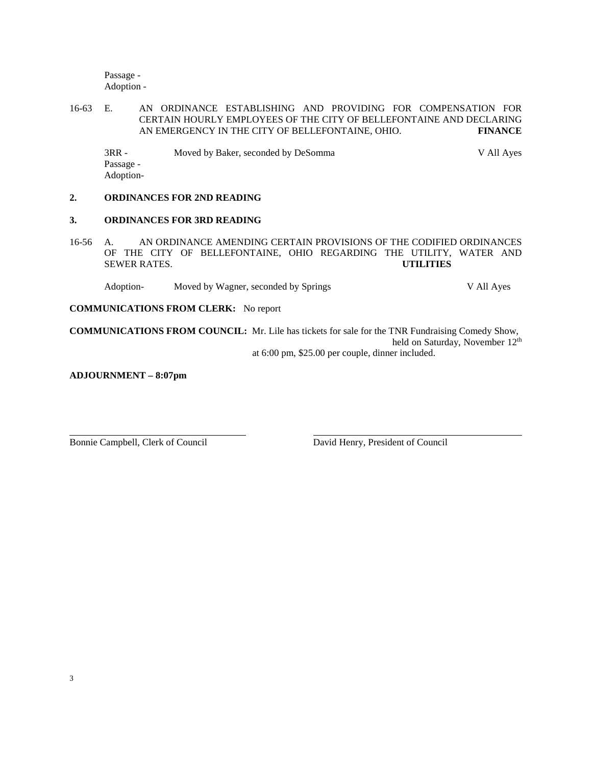Passage -
Adoption -

16-63 E. AN ORDINANCE ESTABLISHING AND PROVIDING FOR COMPENSATION FOR CERTAIN HOURLY EMPLOYEES OF THE CITY OF BELLEFONTAINE AND DECLARING AN EMERGENCY IN THE CITY OF BELLEFONTAINE, OHIO. **FINANCE**

3RR - Moved by Baker, seconded by DeSomma V All Ayes
Passage -
Adoption-

**2. ORDINANCES FOR 2ND READING**

**3. ORDINANCES FOR 3RD READING**

16-56 A. AN ORDINANCE AMENDING CERTAIN PROVISIONS OF THE CODIFIED ORDINANCES OF THE CITY OF BELLEFONTAINE, OHIO REGARDING THE UTILITY, WATER AND SEWER RATES. **UTILITIES**

Adoption- Moved by Wagner, seconded by Springs V All Ayes

**COMMUNICATIONS FROM CLERK:** No report

**COMMUNICATIONS FROM COUNCIL:** Mr. Lile has tickets for sale for the TNR Fundraising Comedy Show, held on Saturday, November 12th at 6:00 pm, $25.00 per couple, dinner included.

**ADJOURNMENT – 8:07pm**

Bonnie Campbell, Clerk of Council

David Henry, President of Council